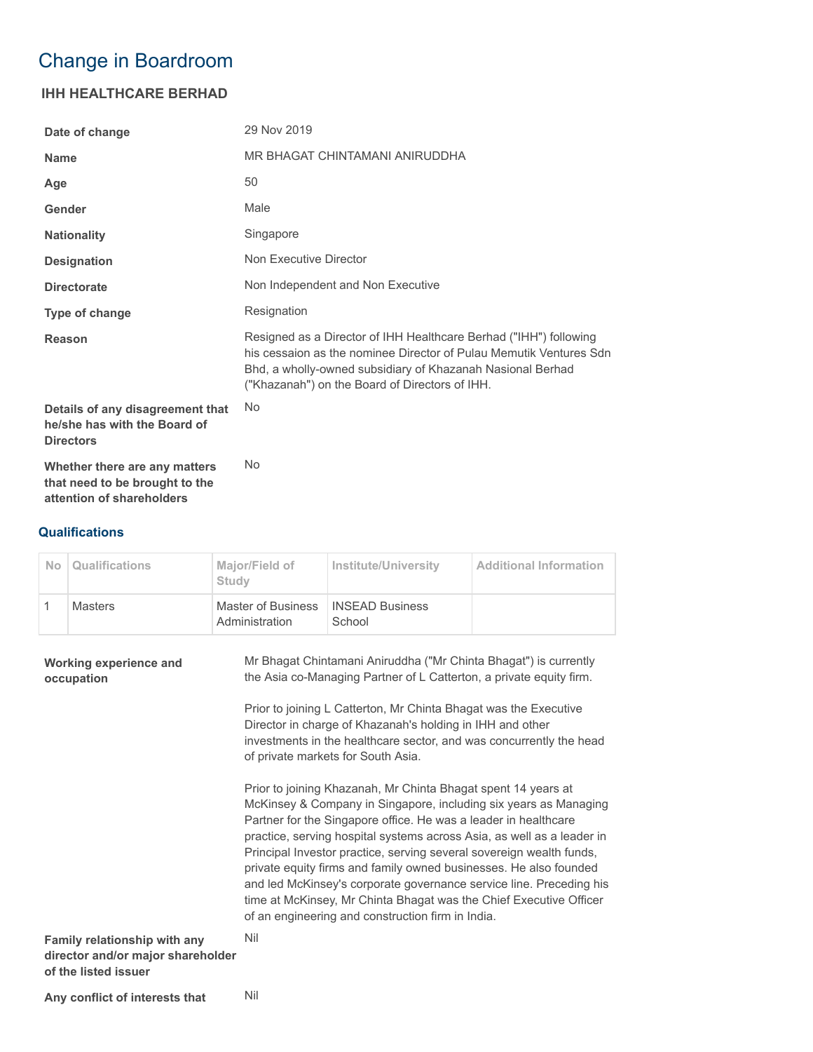# Change in Boardroom

## IHH HEALTHCARE BERHAD

| | |
|---|---|
| **Date of change** | 29 Nov 2019 |
| **Name** | MR BHAGAT CHINTAMANI ANIRUDDHA |
| **Age** | 50 |
| **Gender** | Male |
| **Nationality** | Singapore |
| **Designation** | Non Executive Director |
| **Directorate** | Non Independent and Non Executive |
| **Type of change** | Resignation |
| **Reason** | Resigned as a Director of IHH Healthcare Berhad ("IHH") following his cessaion as the nominee Director of Pulau Memutik Ventures Sdn Bhd, a wholly-owned subsidiary of Khazanah Nasional Berhad ("Khazanah") on the Board of Directors of IHH. |
| **Details of any disagreement that he/she has with the Board of Directors** | No |
| **Whether there are any matters that need to be brought to the attention of shareholders** | No |

### Qualifications

| No | Qualifications | Major/Field of Study | Institute/University | Additional Information |
|---|---|---|---|---|
| 1 | Masters | Master of Business Administration | INSEAD Business School | |

**Working experience and occupation**

Mr Bhagat Chintamani Aniruddha ("Mr Chinta Bhagat") is currently the Asia co-Managing Partner of L Catterton, a private equity firm.

Prior to joining L Catterton, Mr Chinta Bhagat was the Executive Director in charge of Khazanah's holding in IHH and other investments in the healthcare sector, and was concurrently the head of private markets for South Asia.

Prior to joining Khazanah, Mr Chinta Bhagat spent 14 years at McKinsey & Company in Singapore, including six years as Managing Partner for the Singapore office. He was a leader in healthcare practice, serving hospital systems across Asia, as well as a leader in Principal Investor practice, serving several sovereign wealth funds, private equity firms and family owned businesses. He also founded and led McKinsey's corporate governance service line. Preceding his time at McKinsey, Mr Chinta Bhagat was the Chief Executive Officer of an engineering and construction firm in India.

| | |
|---|---|
| **Family relationship with any director and/or major shareholder of the listed issuer** | Nil |
| **Any conflict of interests that** | Nil |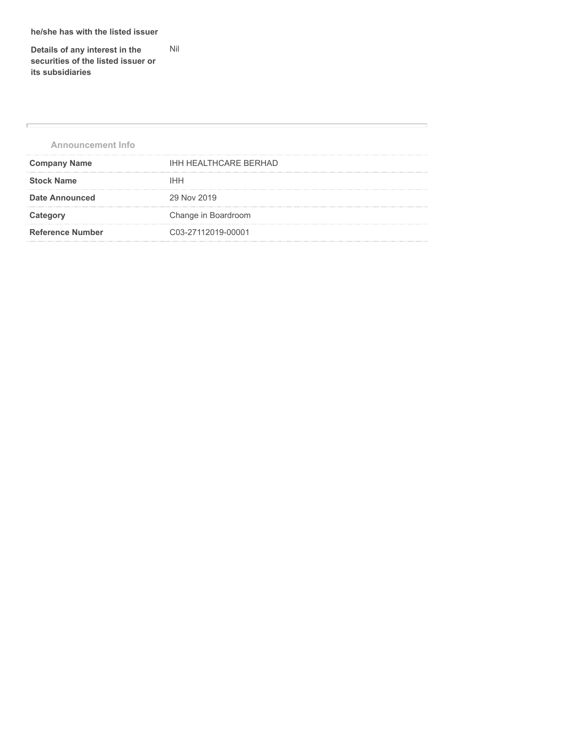| | |
|---|---|
| **he/she has with the listed issuer** | |
| **Details of any interest in the securities of the listed issuer or its subsidiaries** | Nil |

### Announcement Info

| | |
|---|---|
| **Company Name** | IHH HEALTHCARE BERHAD |
| **Stock Name** | IHH |
| **Date Announced** | 29 Nov 2019 |
| **Category** | Change in Boardroom |
| **Reference Number** | C03-27112019-00001 |